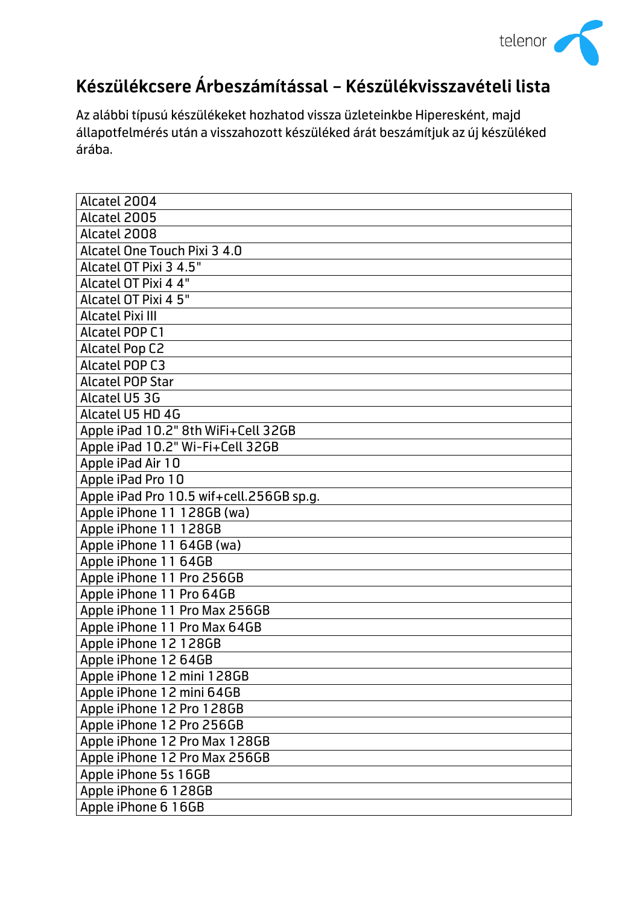# Készülékcsere Árbeszámítással – Készülékvisszavételi lista

Az alábbi típusú készülékeket hozhatod vissza üzleteinkbe Hiperesként, majd állapotfelmérés után a visszahozott készüléked árát beszámítjuk az új készüléked árába.

| Alcatel 2004 |
|---|
| Alcatel 2005 |
| Alcatel 2008 |
| Alcatel One Touch Pixi 3 4.0 |
| Alcatel OT Pixi 3 4.5" |
| Alcatel OT Pixi 4 4" |
| Alcatel OT Pixi 4 5" |
| Alcatel Pixi III |
| Alcatel POP C1 |
| Alcatel Pop C2 |
| Alcatel POP C3 |
| Alcatel POP Star |
| Alcatel U5 3G |
| Alcatel U5 HD 4G |
| Apple iPad 10.2" 8th WiFi+Cell 32GB |
| Apple iPad 10.2" Wi-Fi+Cell 32GB |
| Apple iPad Air 10 |
| Apple iPad Pro 10 |
| Apple iPad Pro 10.5 wif+cell.256GB sp.g. |
| Apple iPhone 11 128GB (wa) |
| Apple iPhone 11 128GB |
| Apple iPhone 11 64GB (wa) |
| Apple iPhone 11 64GB |
| Apple iPhone 11 Pro 256GB |
| Apple iPhone 11 Pro 64GB |
| Apple iPhone 11 Pro Max 256GB |
| Apple iPhone 11 Pro Max 64GB |
| Apple iPhone 12 128GB |
| Apple iPhone 12 64GB |
| Apple iPhone 12 mini 128GB |
| Apple iPhone 12 mini 64GB |
| Apple iPhone 12 Pro 128GB |
| Apple iPhone 12 Pro 256GB |
| Apple iPhone 12 Pro Max 128GB |
| Apple iPhone 12 Pro Max 256GB |
| Apple iPhone 5s 16GB |
| Apple iPhone 6 128GB |
| Apple iPhone 6 16GB |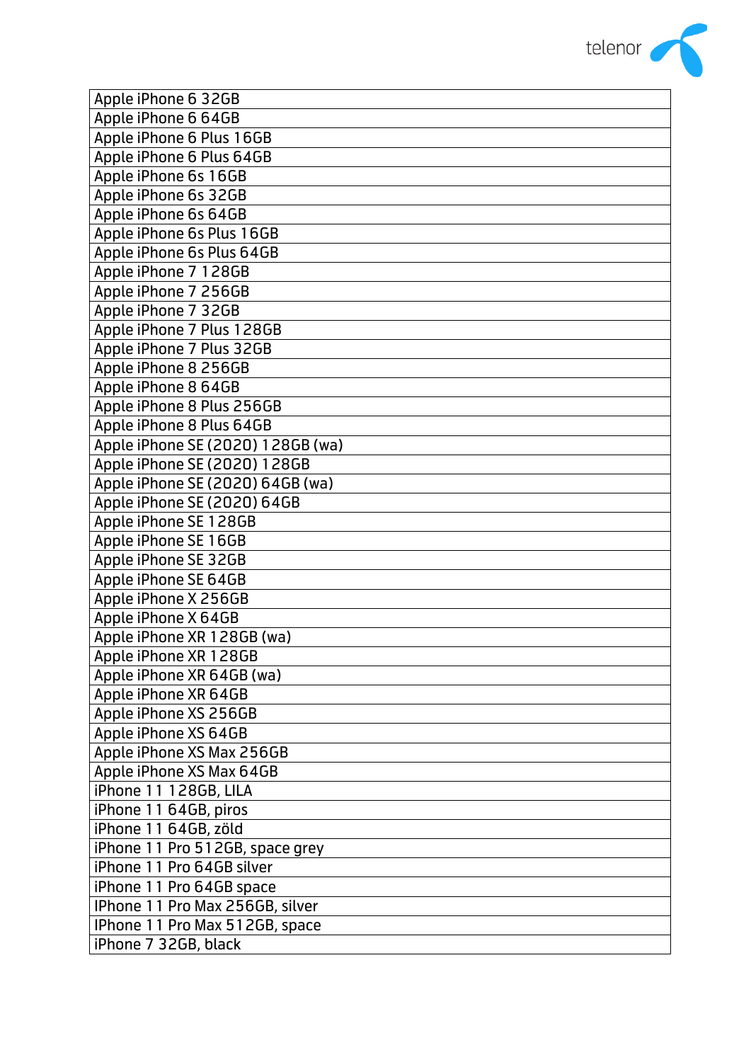| Apple iPhone 6 32GB |
| --- |
| Apple iPhone 6 64GB |
| Apple iPhone 6 Plus 16GB |
| Apple iPhone 6 Plus 64GB |
| Apple iPhone 6s 16GB |
| Apple iPhone 6s 32GB |
| Apple iPhone 6s 64GB |
| Apple iPhone 6s Plus 16GB |
| Apple iPhone 6s Plus 64GB |
| Apple iPhone 7 128GB |
| Apple iPhone 7 256GB |
| Apple iPhone 7 32GB |
| Apple iPhone 7 Plus 128GB |
| Apple iPhone 7 Plus 32GB |
| Apple iPhone 8 256GB |
| Apple iPhone 8 64GB |
| Apple iPhone 8 Plus 256GB |
| Apple iPhone 8 Plus 64GB |
| Apple iPhone SE (2020) 128GB (wa) |
| Apple iPhone SE (2020) 128GB |
| Apple iPhone SE (2020) 64GB (wa) |
| Apple iPhone SE (2020) 64GB |
| Apple iPhone SE 128GB |
| Apple iPhone SE 16GB |
| Apple iPhone SE 32GB |
| Apple iPhone SE 64GB |
| Apple iPhone X 256GB |
| Apple iPhone X 64GB |
| Apple iPhone XR 128GB (wa) |
| Apple iPhone XR 128GB |
| Apple iPhone XR 64GB (wa) |
| Apple iPhone XR 64GB |
| Apple iPhone XS 256GB |
| Apple iPhone XS 64GB |
| Apple iPhone XS Max 256GB |
| Apple iPhone XS Max 64GB |
| iPhone 11 128GB, LILA |
| iPhone 11 64GB, piros |
| iPhone 11 64GB, zöld |
| iPhone 11 Pro 512GB, space grey |
| iPhone 11 Pro 64GB silver |
| iPhone 11 Pro 64GB space |
| IPhone 11 Pro Max 256GB, silver |
| IPhone 11 Pro Max 512GB, space |
| iPhone 7 32GB, black |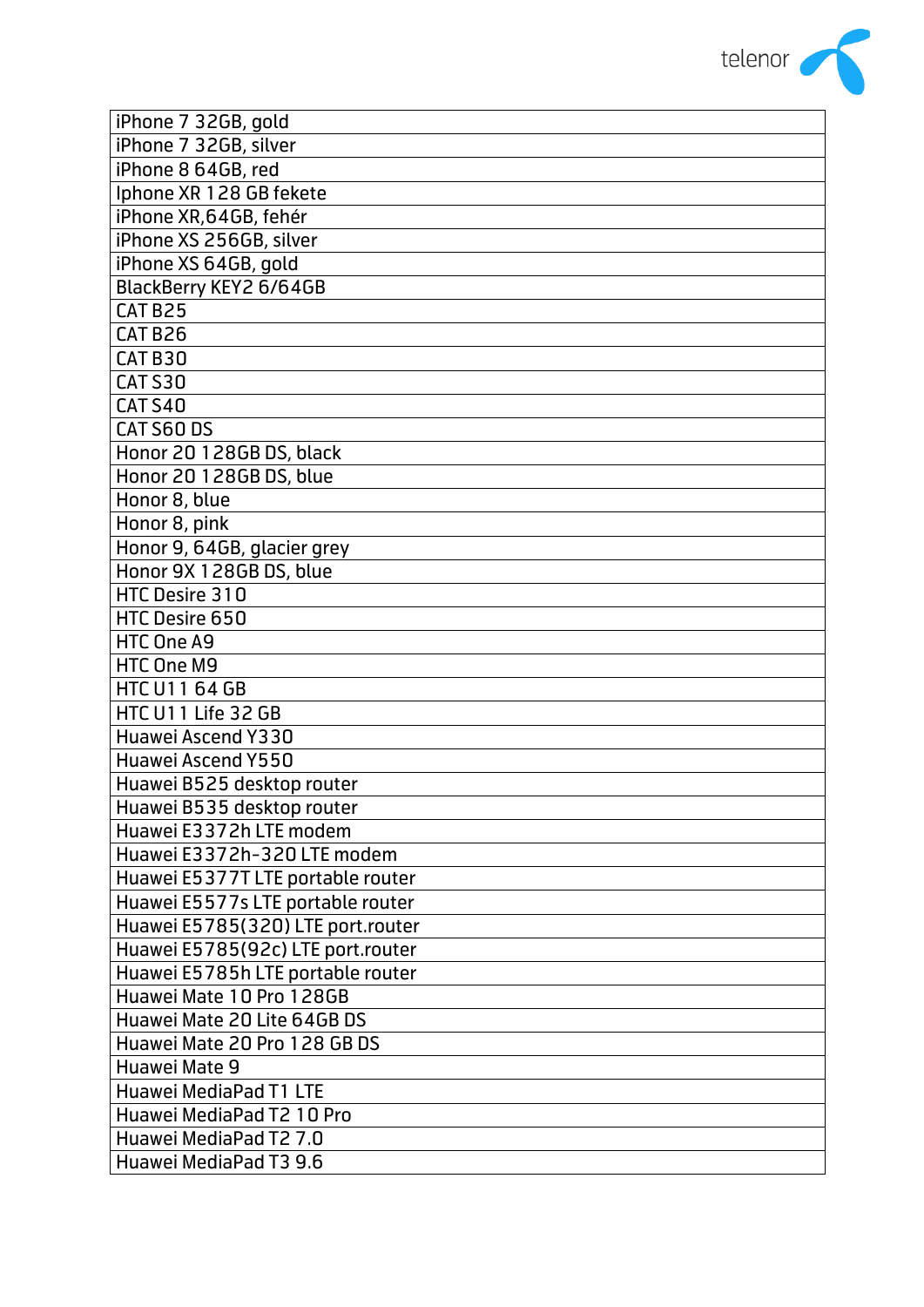| iPhone 7 32GB, gold |
|---|
| iPhone 7 32GB, silver |
| iPhone 8 64GB, red |
| Iphone XR 128 GB fekete |
| iPhone XR,64GB, fehér |
| iPhone XS 256GB, silver |
| iPhone XS 64GB, gold |
| BlackBerry KEY2 6/64GB |
| CAT B25 |
| CAT B26 |
| CAT B30 |
| CAT S30 |
| CAT S40 |
| CAT S60 DS |
| Honor 20 128GB DS, black |
| Honor 20 128GB DS, blue |
| Honor 8, blue |
| Honor 8, pink |
| Honor 9, 64GB, glacier grey |
| Honor 9X 128GB DS, blue |
| HTC Desire 310 |
| HTC Desire 650 |
| HTC One A9 |
| HTC One M9 |
| HTC U11 64 GB |
| HTC U11 Life 32 GB |
| Huawei Ascend Y330 |
| Huawei Ascend Y550 |
| Huawei B525 desktop router |
| Huawei B535 desktop router |
| Huawei E3372h LTE modem |
| Huawei E3372h-320 LTE modem |
| Huawei E5377T LTE portable router |
| Huawei E5577s LTE portable router |
| Huawei E5785(320) LTE port.router |
| Huawei E5785(92c) LTE port.router |
| Huawei E5785h LTE portable router |
| Huawei Mate 10 Pro 128GB |
| Huawei Mate 20 Lite 64GB DS |
| Huawei Mate 20 Pro 128 GB DS |
| Huawei Mate 9 |
| Huawei MediaPad T1 LTE |
| Huawei MediaPad T2 10 Pro |
| Huawei MediaPad T2 7.0 |
| Huawei MediaPad T3 9.6 |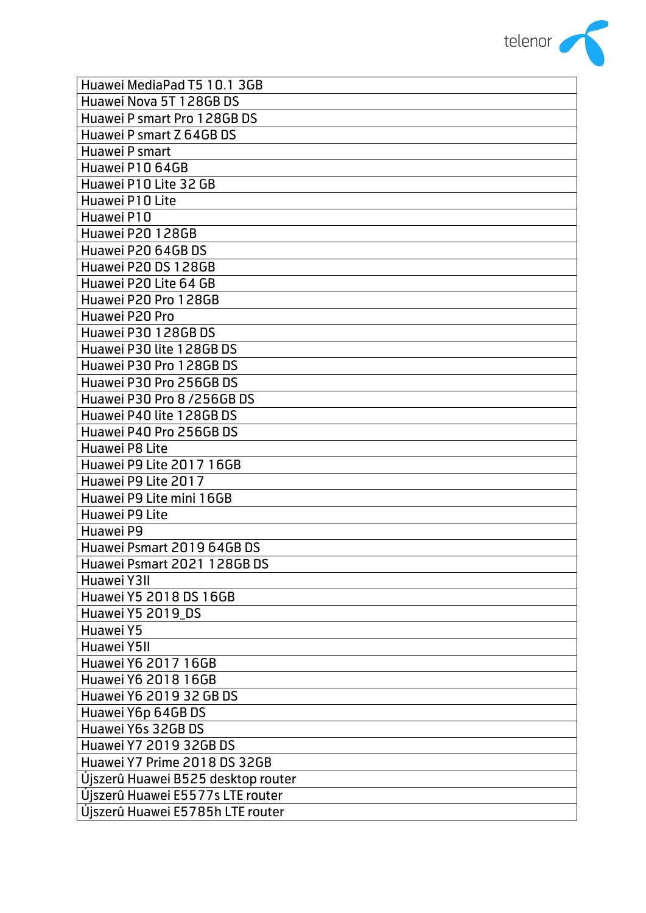| Huawei MediaPad T5 10.1 3GB |
| --- |
| Huawei Nova 5T 128GB DS |
| Huawei P smart Pro 128GB DS |
| Huawei P smart Z 64GB DS |
| Huawei P smart |
| Huawei P10 64GB |
| Huawei P10 Lite 32 GB |
| Huawei P10 Lite |
| Huawei P10 |
| Huawei P20 128GB |
| Huawei P20 64GB DS |
| Huawei P20 DS 128GB |
| Huawei P20 Lite 64 GB |
| Huawei P20 Pro 128GB |
| Huawei P20 Pro |
| Huawei P30 128GB DS |
| Huawei P30 lite 128GB DS |
| Huawei P30 Pro 128GB DS |
| Huawei P30 Pro 256GB DS |
| Huawei P30 Pro 8 /256GB DS |
| Huawei P40 lite 128GB DS |
| Huawei P40 Pro 256GB DS |
| Huawei P8 Lite |
| Huawei P9 Lite 2017 16GB |
| Huawei P9 Lite 2017 |
| Huawei P9 Lite mini 16GB |
| Huawei P9 Lite |
| Huawei P9 |
| Huawei Psmart 2019 64GB DS |
| Huawei Psmart 2021 128GB DS |
| Huawei Y3II |
| Huawei Y5 2018 DS 16GB |
| Huawei Y5 2019_DS |
| Huawei Y5 |
| Huawei Y5II |
| Huawei Y6 2017 16GB |
| Huawei Y6 2018 16GB |
| Huawei Y6 2019 32 GB DS |
| Huawei Y6p 64GB DS |
| Huawei Y6s 32GB DS |
| Huawei Y7 2019 32GB DS |
| Huawei Y7 Prime 2018 DS 32GB |
| Újszerû Huawei B525 desktop router |
| Újszerû Huawei E5577s LTE router |
| Újszerû Huawei E5785h LTE router |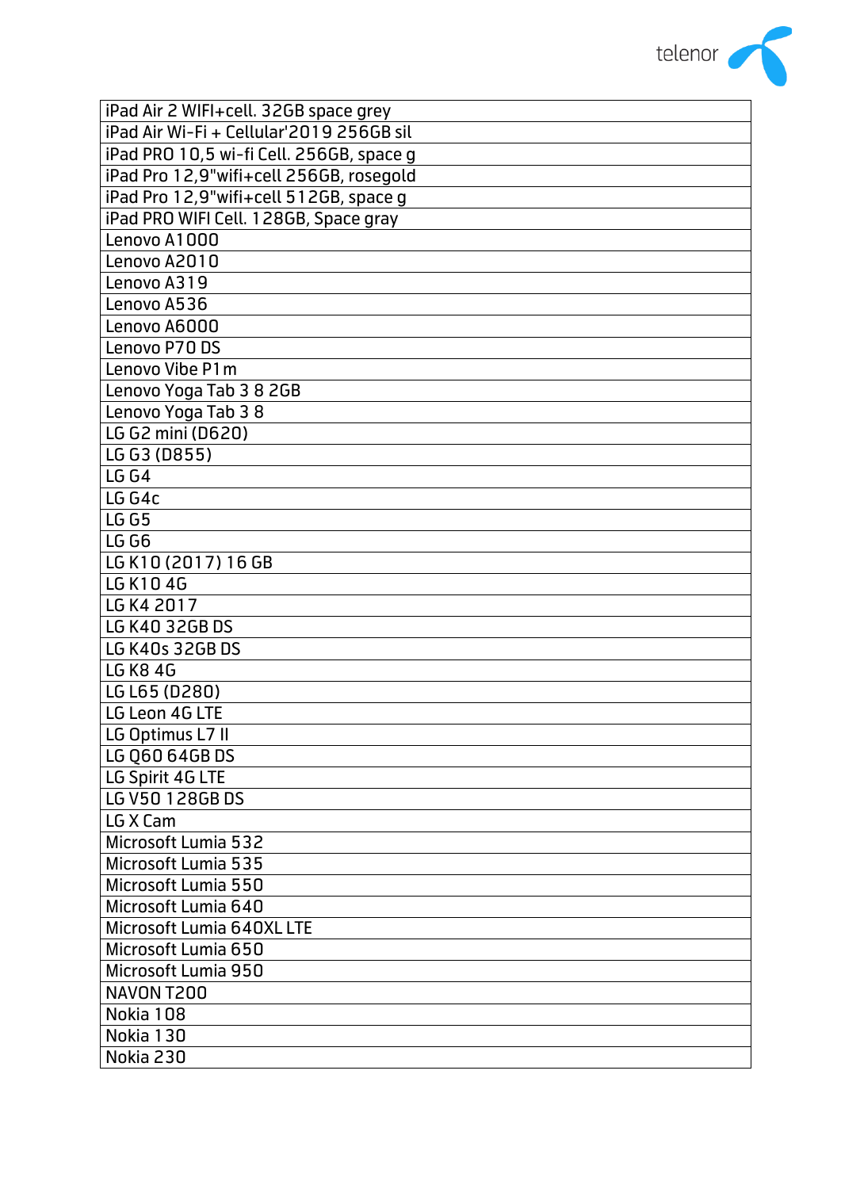| iPad Air 2 WIFI+cell. 32GB space grey |
|---|
| iPad Air Wi-Fi + Cellular'2019 256GB sil |
| iPad PRO 10,5 wi-fi Cell. 256GB, space g |
| iPad Pro 12,9"wifi+cell 256GB, rosegold |
| iPad Pro 12,9"wifi+cell 512GB, space g |
| iPad PRO WIFI Cell. 128GB, Space gray |
| Lenovo A1000 |
| Lenovo A2010 |
| Lenovo A319 |
| Lenovo A536 |
| Lenovo A6000 |
| Lenovo P70 DS |
| Lenovo Vibe P1m |
| Lenovo Yoga Tab 3 8 2GB |
| Lenovo Yoga Tab 3 8 |
| LG G2 mini (D620) |
| LG G3 (D855) |
| LG G4 |
| LG G4c |
| LG G5 |
| LG G6 |
| LG K10 (2017) 16 GB |
| LG K10 4G |
| LG K4 2017 |
| LG K40 32GB DS |
| LG K40s 32GB DS |
| LG K8 4G |
| LG L65 (D280) |
| LG Leon 4G LTE |
| LG Optimus L7 II |
| LG Q60 64GB DS |
| LG Spirit 4G LTE |
| LG V50 128GB DS |
| LG X Cam |
| Microsoft Lumia 532 |
| Microsoft Lumia 535 |
| Microsoft Lumia 550 |
| Microsoft Lumia 640 |
| Microsoft Lumia 640XL LTE |
| Microsoft Lumia 650 |
| Microsoft Lumia 950 |
| NAVON T200 |
| Nokia 108 |
| Nokia 130 |
| Nokia 230 |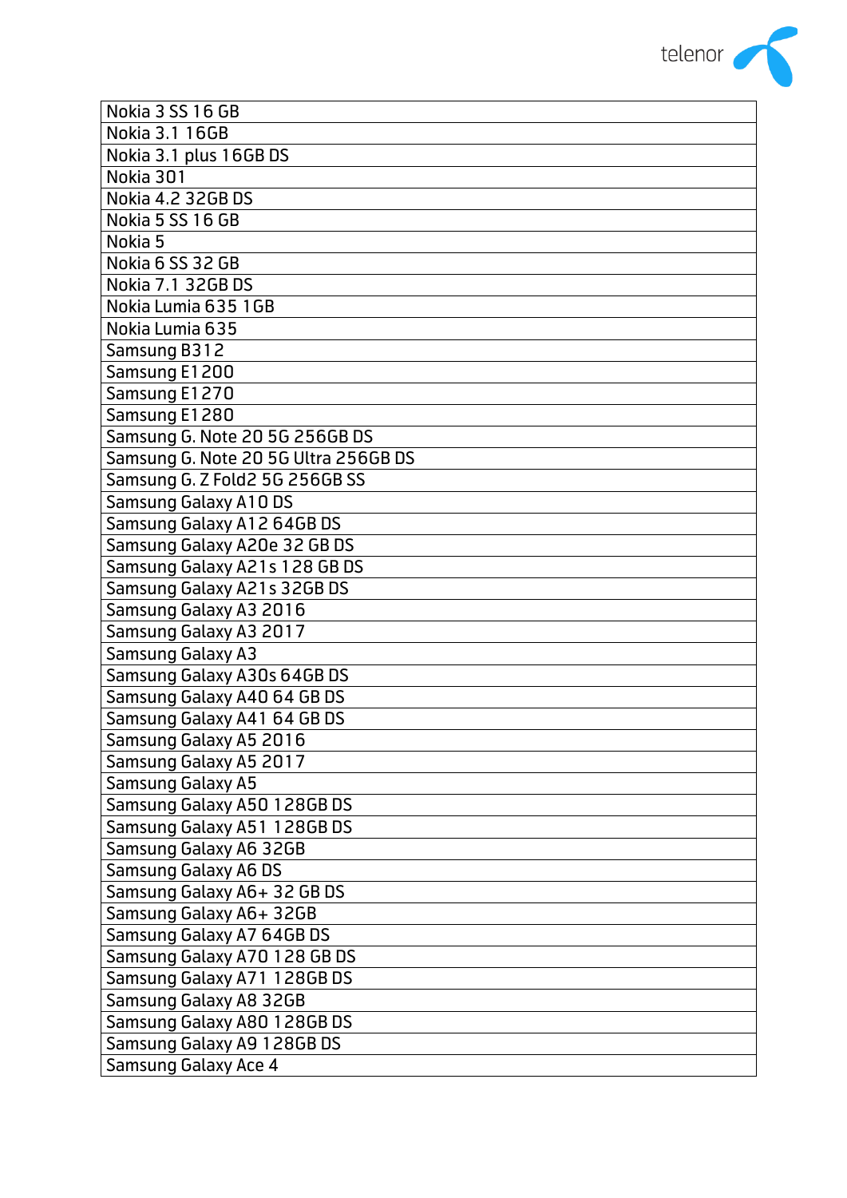| Nokia 3 SS 16 GB |
|---|
| Nokia 3.1 16GB |
| Nokia 3.1 plus 16GB DS |
| Nokia 301 |
| Nokia 4.2 32GB DS |
| Nokia 5 SS 16 GB |
| Nokia 5 |
| Nokia 6 SS 32 GB |
| Nokia 7.1 32GB DS |
| Nokia Lumia 635 1GB |
| Nokia Lumia 635 |
| Samsung B312 |
| Samsung E1200 |
| Samsung E1270 |
| Samsung E1280 |
| Samsung G. Note 20 5G 256GB DS |
| Samsung G. Note 20 5G Ultra 256GB DS |
| Samsung G. Z Fold2 5G 256GB SS |
| Samsung Galaxy A10 DS |
| Samsung Galaxy A12 64GB DS |
| Samsung Galaxy A20e 32 GB DS |
| Samsung Galaxy A21s 128 GB DS |
| Samsung Galaxy A21s 32GB DS |
| Samsung Galaxy A3 2016 |
| Samsung Galaxy A3 2017 |
| Samsung Galaxy A3 |
| Samsung Galaxy A30s 64GB DS |
| Samsung Galaxy A40 64 GB DS |
| Samsung Galaxy A41 64 GB DS |
| Samsung Galaxy A5 2016 |
| Samsung Galaxy A5 2017 |
| Samsung Galaxy A5 |
| Samsung Galaxy A50 128GB DS |
| Samsung Galaxy A51 128GB DS |
| Samsung Galaxy A6 32GB |
| Samsung Galaxy A6 DS |
| Samsung Galaxy A6+ 32 GB DS |
| Samsung Galaxy A6+ 32GB |
| Samsung Galaxy A7 64GB DS |
| Samsung Galaxy A70 128 GB DS |
| Samsung Galaxy A71 128GB DS |
| Samsung Galaxy A8 32GB |
| Samsung Galaxy A80 128GB DS |
| Samsung Galaxy A9 128GB DS |
| Samsung Galaxy Ace 4 |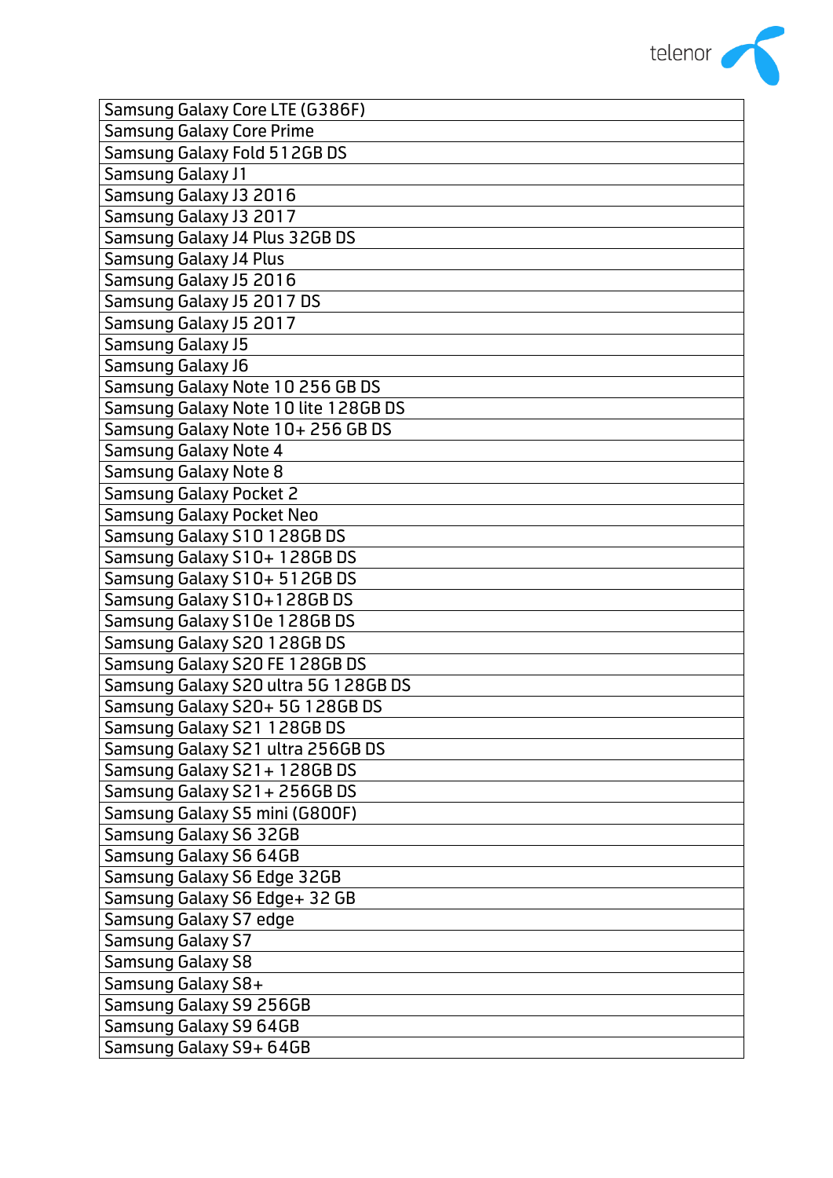| Samsung Galaxy Core LTE (G386F) |
|---|
| Samsung Galaxy Core Prime |
| Samsung Galaxy Fold 512GB DS |
| Samsung Galaxy J1 |
| Samsung Galaxy J3 2016 |
| Samsung Galaxy J3 2017 |
| Samsung Galaxy J4 Plus 32GB DS |
| Samsung Galaxy J4 Plus |
| Samsung Galaxy J5 2016 |
| Samsung Galaxy J5 2017 DS |
| Samsung Galaxy J5 2017 |
| Samsung Galaxy J5 |
| Samsung Galaxy J6 |
| Samsung Galaxy Note 10 256 GB DS |
| Samsung Galaxy Note 10 lite 128GB DS |
| Samsung Galaxy Note 10+ 256 GB DS |
| Samsung Galaxy Note 4 |
| Samsung Galaxy Note 8 |
| Samsung Galaxy Pocket 2 |
| Samsung Galaxy Pocket Neo |
| Samsung Galaxy S10 128GB DS |
| Samsung Galaxy S10+ 128GB DS |
| Samsung Galaxy S10+ 512GB DS |
| Samsung Galaxy S10+128GB DS |
| Samsung Galaxy S10e 128GB DS |
| Samsung Galaxy S20 128GB DS |
| Samsung Galaxy S20 FE 128GB DS |
| Samsung Galaxy S20 ultra 5G 128GB DS |
| Samsung Galaxy S20+ 5G 128GB DS |
| Samsung Galaxy S21 128GB DS |
| Samsung Galaxy S21 ultra 256GB DS |
| Samsung Galaxy S21+ 128GB DS |
| Samsung Galaxy S21+ 256GB DS |
| Samsung Galaxy S5 mini (G800F) |
| Samsung Galaxy S6 32GB |
| Samsung Galaxy S6 64GB |
| Samsung Galaxy S6 Edge 32GB |
| Samsung Galaxy S6 Edge+ 32 GB |
| Samsung Galaxy S7 edge |
| Samsung Galaxy S7 |
| Samsung Galaxy S8 |
| Samsung Galaxy S8+ |
| Samsung Galaxy S9 256GB |
| Samsung Galaxy S9 64GB |
| Samsung Galaxy S9+ 64GB |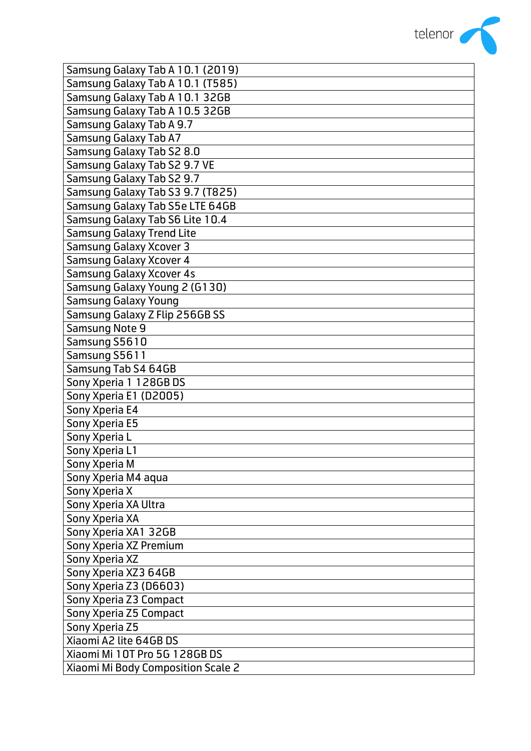| Samsung Galaxy Tab A 10.1 (2019) |
|---|
| Samsung Galaxy Tab A 10.1 (T585) |
| Samsung Galaxy Tab A 10.1 32GB |
| Samsung Galaxy Tab A 10.5 32GB |
| Samsung Galaxy Tab A 9.7 |
| Samsung Galaxy Tab A7 |
| Samsung Galaxy Tab S2 8.0 |
| Samsung Galaxy Tab S2 9.7 VE |
| Samsung Galaxy Tab S2 9.7 |
| Samsung Galaxy Tab S3 9.7 (T825) |
| Samsung Galaxy Tab S5e LTE 64GB |
| Samsung Galaxy Tab S6 Lite 10.4 |
| Samsung Galaxy Trend Lite |
| Samsung Galaxy Xcover 3 |
| Samsung Galaxy Xcover 4 |
| Samsung Galaxy Xcover 4s |
| Samsung Galaxy Young 2 (G130) |
| Samsung Galaxy Young |
| Samsung Galaxy Z Flip 256GB SS |
| Samsung Note 9 |
| Samsung S5610 |
| Samsung S5611 |
| Samsung Tab S4 64GB |
| Sony Xperia 1 128GB DS |
| Sony Xperia E1 (D2005) |
| Sony Xperia E4 |
| Sony Xperia E5 |
| Sony Xperia L |
| Sony Xperia L1 |
| Sony Xperia M |
| Sony Xperia M4 aqua |
| Sony Xperia X |
| Sony Xperia XA Ultra |
| Sony Xperia XA |
| Sony Xperia XA1 32GB |
| Sony Xperia XZ Premium |
| Sony Xperia XZ |
| Sony Xperia XZ3 64GB |
| Sony Xperia Z3 (D6603) |
| Sony Xperia Z3 Compact |
| Sony Xperia Z5 Compact |
| Sony Xperia Z5 |
| Xiaomi A2 lite 64GB DS |
| Xiaomi Mi 10T Pro 5G 128GB DS |
| Xiaomi Mi Body Composition Scale 2 |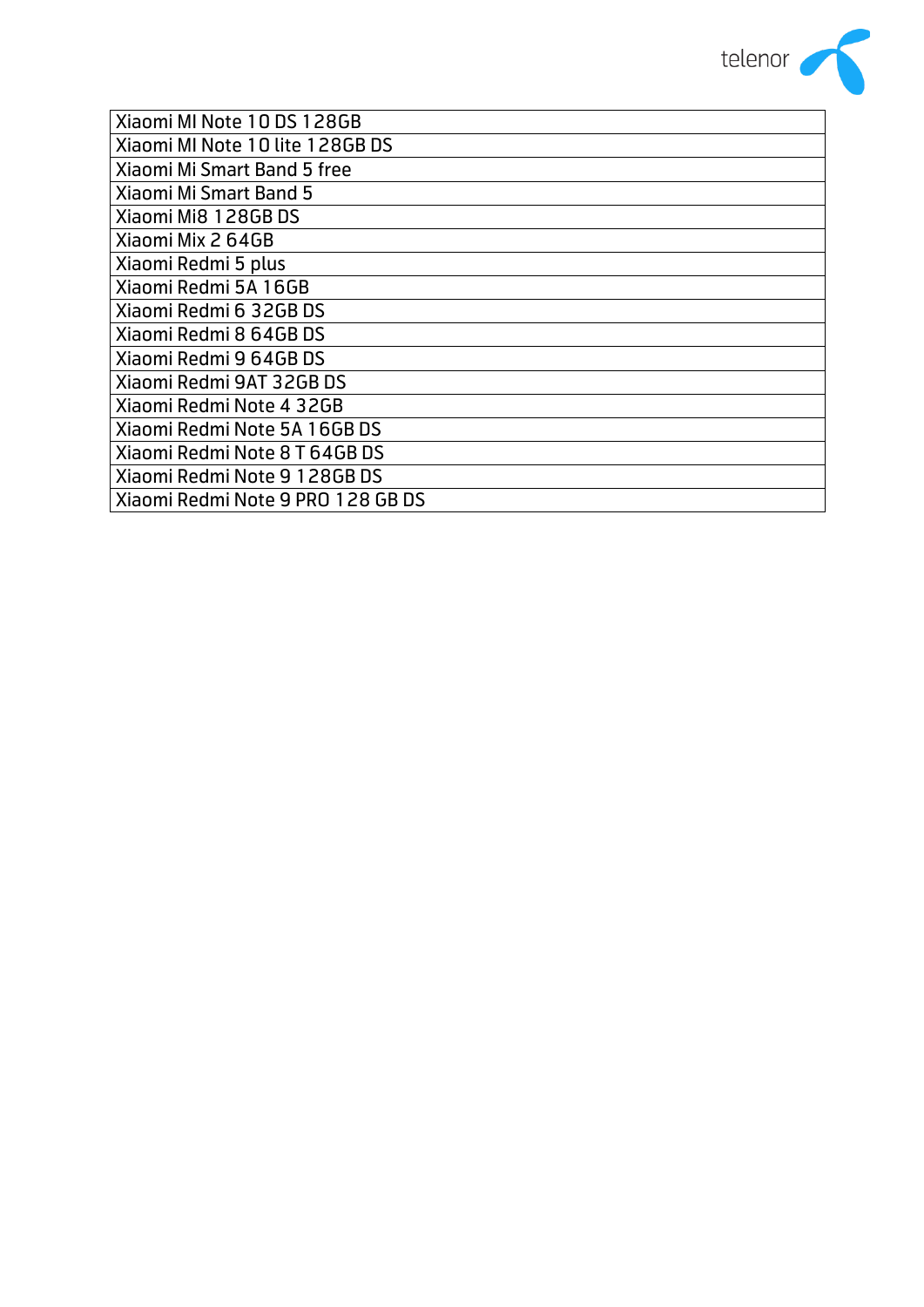| |
|---|
| Xiaomi MI Note 10 DS 128GB |
| Xiaomi MI Note 10 lite 128GB DS |
| Xiaomi Mi Smart Band 5 free |
| Xiaomi Mi Smart Band 5 |
| Xiaomi Mi8 128GB DS |
| Xiaomi Mix 2 64GB |
| Xiaomi Redmi 5 plus |
| Xiaomi Redmi 5A 16GB |
| Xiaomi Redmi 6 32GB DS |
| Xiaomi Redmi 8 64GB DS |
| Xiaomi Redmi 9 64GB DS |
| Xiaomi Redmi 9AT 32GB DS |
| Xiaomi Redmi Note 4 32GB |
| Xiaomi Redmi Note 5A 16GB DS |
| Xiaomi Redmi Note 8 T 64GB DS |
| Xiaomi Redmi Note 9 128GB DS |
| Xiaomi Redmi Note 9 PRO 128 GB DS |